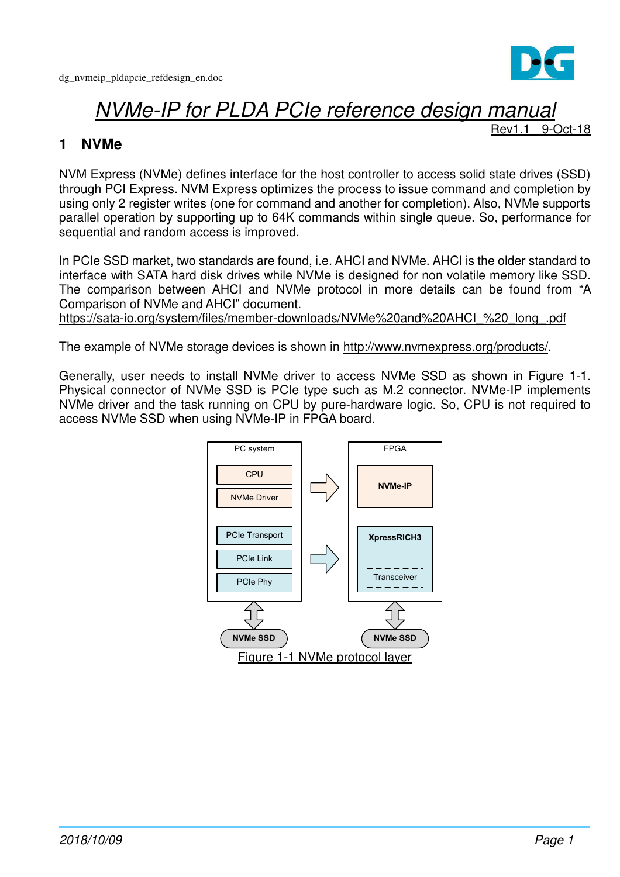# NVMe-IP for PLDA PCIe reference design manual

Rev1.1 9-Oct-18

## 1 NVMe

NVM Express (NVMe) defines interface for the host controller to access solid state drives (SSD) through PCI Express. NVM Express optimizes the process to issue command and completion by using only 2 register writes (one for command and another for completion). Also, NVMe supports parallel operation by supporting up to 64K commands within single queue. So, performance for sequential and random access is improved.

In PCIe SSD market, two standards are found, i.e. AHCI and NVMe. AHCI is the older standard to interface with SATA hard disk drives while NVMe is designed for non volatile memory like SSD. The comparison between AHCI and NVMe protocol in more details can be found from "A Comparison of NVMe and AHCI" document.
https://sata-io.org/system/files/member-downloads/NVMe%20and%20AHCI_%20_long_.pdf

The example of NVMe storage devices is shown in http://www.nvmexpress.org/products/.

Generally, user needs to install NVMe driver to access NVMe SSD as shown in Figure 1-1. Physical connector of NVMe SSD is PCIe type such as M.2 connector. NVMe-IP implements NVMe driver and the task running on CPU by pure-hardware logic. So, CPU is not required to access NVMe SSD when using NVMe-IP in FPGA board.

PC system: CPU, NVMe Driver, PCIe Transport, PCIe Link, PCIe Phy → NVMe SSD

FPGA: NVMe-IP, XpressRICH3, Transceiver → NVMe SSD

Figure 1-1 NVMe protocol layer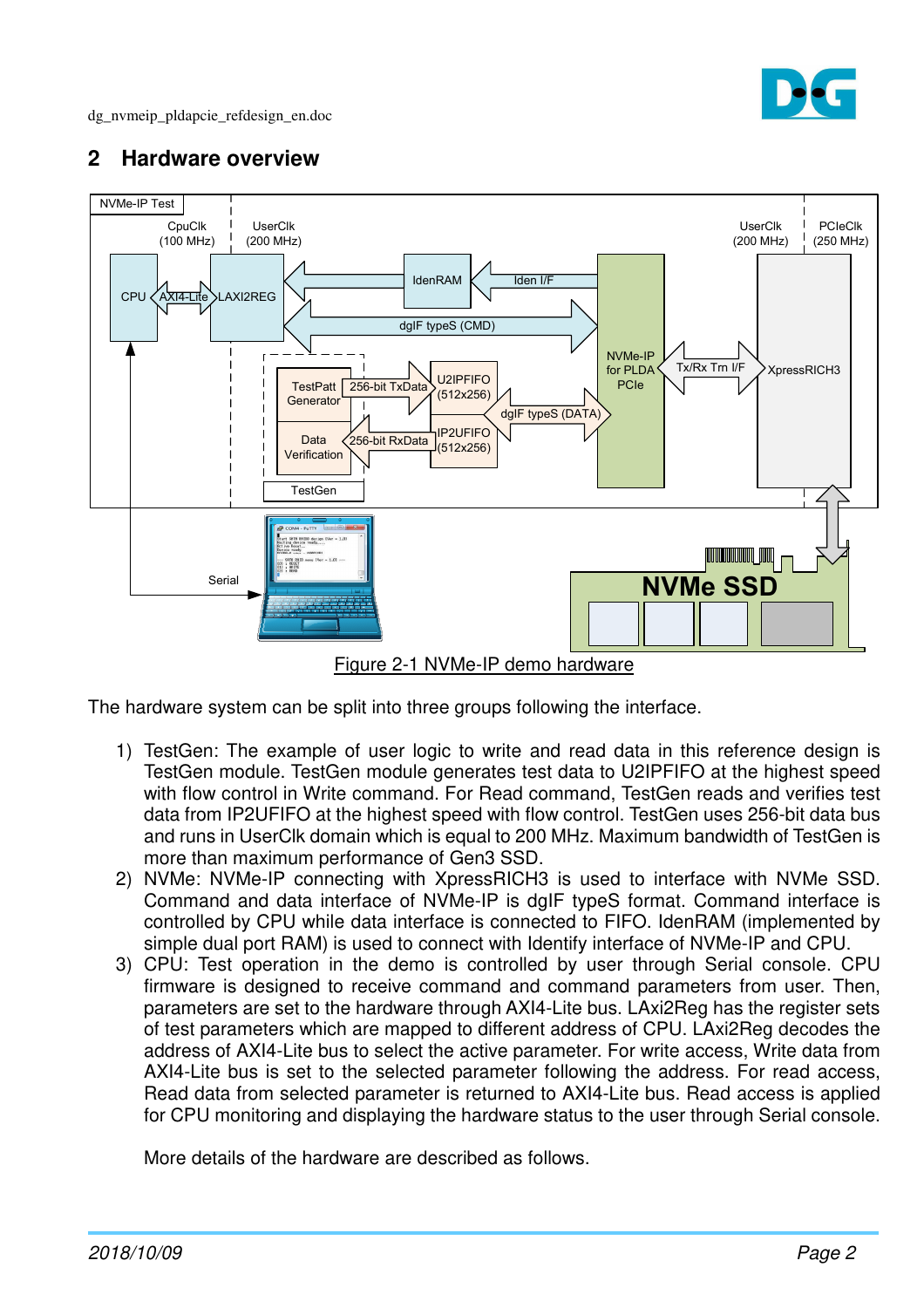## 2 Hardware overview

Figure 2-1 NVMe-IP demo hardware

The hardware system can be split into three groups following the interface.

1) TestGen: The example of user logic to write and read data in this reference design is TestGen module. TestGen module generates test data to U2IPFIFO at the highest speed with flow control in Write command. For Read command, TestGen reads and verifies test data from IP2UFIFO at the highest speed with flow control. TestGen uses 256-bit data bus and runs in UserClk domain which is equal to 200 MHz. Maximum bandwidth of TestGen is more than maximum performance of Gen3 SSD.
2) NVMe: NVMe-IP connecting with XpressRICH3 is used to interface with NVMe SSD. Command and data interface of NVMe-IP is dgIF typeS format. Command interface is controlled by CPU while data interface is connected to FIFO. IdenRAM (implemented by simple dual port RAM) is used to connect with Identify interface of NVMe-IP and CPU.
3) CPU: Test operation in the demo is controlled by user through Serial console. CPU firmware is designed to receive command and command parameters from user. Then, parameters are set to the hardware through AXI4-Lite bus. LAxi2Reg has the register sets of test parameters which are mapped to different address of CPU. LAxi2Reg decodes the address of AXI4-Lite bus to select the active parameter. For write access, Write data from AXI4-Lite bus is set to the selected parameter following the address. For read access, Read data from selected parameter is returned to AXI4-Lite bus. Read access is applied for CPU monitoring and displaying the hardware status to the user through Serial console.

More details of the hardware are described as follows.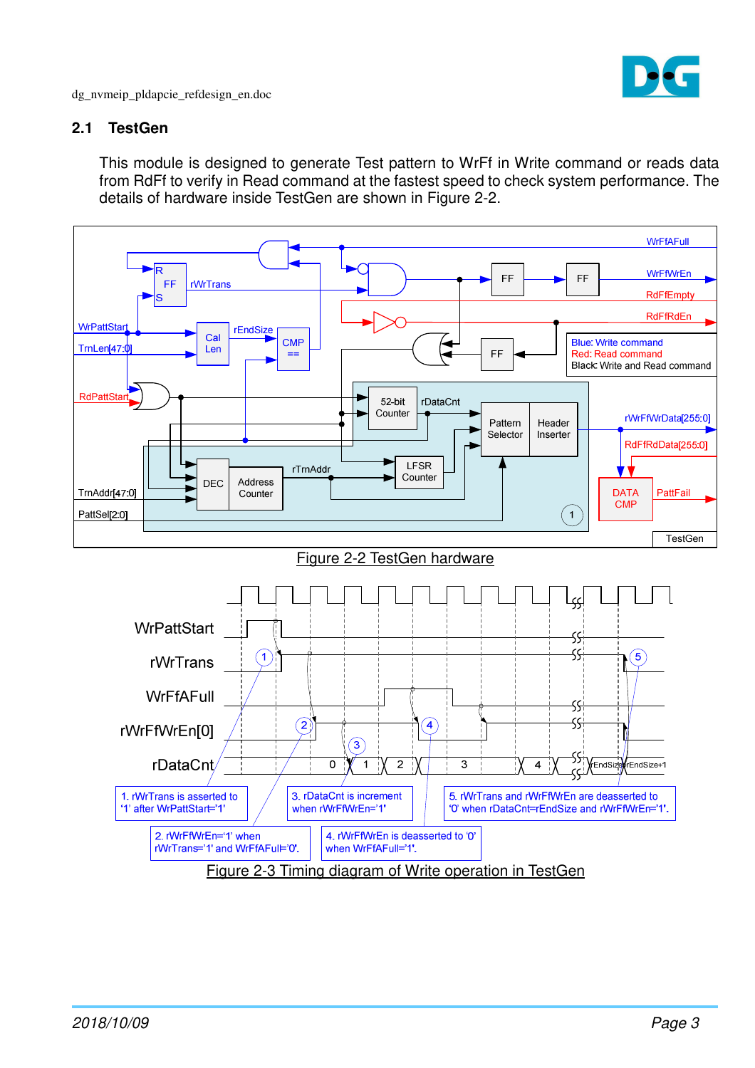## 2.1 TestGen

This module is designed to generate Test pattern to WrFf in Write command or reads data from RdFf to verify in Read command at the fastest speed to check system performance. The details of hardware inside TestGen are shown in Figure 2-2.

Figure 2-2 TestGen hardware

Figure 2-3 Timing diagram of Write operation in TestGen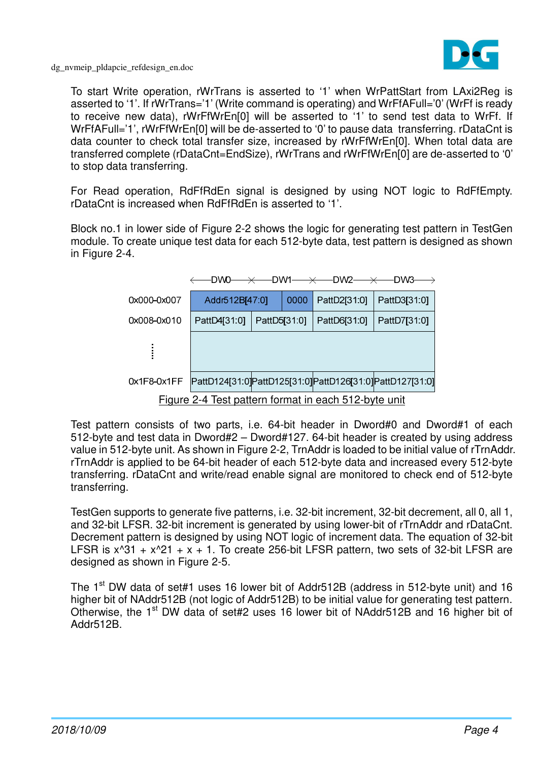To start Write operation, rWrTrans is asserted to '1' when WrPattStart from LAxi2Reg is asserted to '1'. If rWrTrans='1' (Write command is operating) and WrFfAFull='0' (WrFf is ready to receive new data), rWrFfWrEn[0] will be asserted to '1' to send test data to WrFf. If WrFfAFull='1', rWrFfWrEn[0] will be de-asserted to '0' to pause data transferring. rDataCnt is data counter to check total transfer size, increased by rWrFfWrEn[0]. When total data are transferred complete (rDataCnt=EndSize), rWrTrans and rWrFfWrEn[0] are de-asserted to '0' to stop data transferring.

For Read operation, RdFfRdEn signal is designed by using NOT logic to RdFfEmpty. rDataCnt is increased when RdFfRdEn is asserted to '1'.

Block no.1 in lower side of Figure 2-2 shows the logic for generating test pattern in TestGen module. To create unique test data for each 512-byte data, test pattern is designed as shown in Figure 2-4.

| | DW0 | DW1 | DW2 | DW3 |
|---|---|---|---|---|
| 0x000-0x007 | Addr512B[47:0] | 0000 | PattD2[31:0] | PattD3[31:0] |
| 0x008-0x010 | PattD4[31:0] | PattD5[31:0] | PattD6[31:0] | PattD7[31:0] |
| ⋮ | | | | |
| 0x1F8-0x1FF | PattD124[31:0] | PattD125[31:0] | PattD126[31:0] | PattD127[31:0] |

Figure 2-4 Test pattern format in each 512-byte unit

Test pattern consists of two parts, i.e. 64-bit header in Dword#0 and Dword#1 of each 512-byte and test data in Dword#2 – Dword#127. 64-bit header is created by using address value in 512-byte unit. As shown in Figure 2-2, TrnAddr is loaded to be initial value of rTrnAddr. rTrnAddr is applied to be 64-bit header of each 512-byte data and increased every 512-byte transferring. rDataCnt and write/read enable signal are monitored to check end of 512-byte transferring.

TestGen supports to generate five patterns, i.e. 32-bit increment, 32-bit decrement, all 0, all 1, and 32-bit LFSR. 32-bit increment is generated by using lower-bit of rTrnAddr and rDataCnt. Decrement pattern is designed by using NOT logic of increment data. The equation of 32-bit LFSR is $x^{31} + x^{21} + x + 1$. To create 256-bit LFSR pattern, two sets of 32-bit LFSR are designed as shown in Figure 2-5.

The 1st DW data of set#1 uses 16 lower bit of Addr512B (address in 512-byte unit) and 16 higher bit of NAddr512B (not logic of Addr512B) to be initial value for generating test pattern. Otherwise, the 1st DW data of set#2 uses 16 lower bit of NAddr512B and 16 higher bit of Addr512B.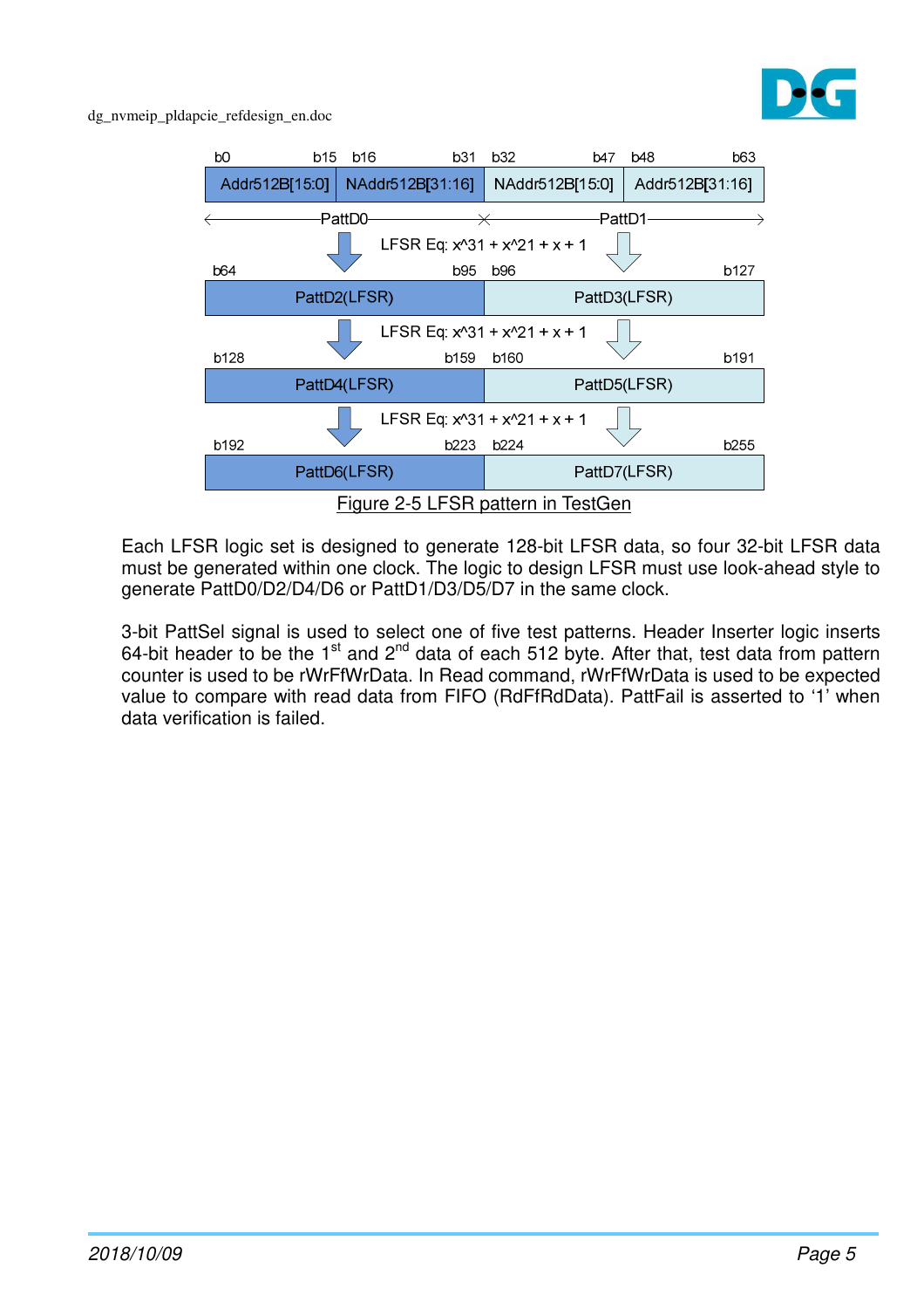| b0 – b15 | b16 – b31 | b32 – b47 | b48 – b63 |
| --- | --- | --- | --- |
| Addr512B[15:0] | NAddr512B[31:16] | NAddr512B[15:0] | Addr512B[31:16] |
| PattD0 | | PattD1 | |

LFSR Eq: x^31 + x^21 + x + 1

| b64 – b95 | b96 – b127 |
| --- | --- |
| PattD2(LFSR) | PattD3(LFSR) |

LFSR Eq: x^31 + x^21 + x + 1

| b128 – b159 | b160 – b191 |
| --- | --- |
| PattD4(LFSR) | PattD5(LFSR) |

LFSR Eq: x^31 + x^21 + x + 1

| b192 – b223 | b224 – b255 |
| --- | --- |
| PattD6(LFSR) | PattD7(LFSR) |

Figure 2-5 LFSR pattern in TestGen

Each LFSR logic set is designed to generate 128-bit LFSR data, so four 32-bit LFSR data must be generated within one clock. The logic to design LFSR must use look-ahead style to generate PattD0/D2/D4/D6 or PattD1/D3/D5/D7 in the same clock.

3-bit PattSel signal is used to select one of five test patterns. Header Inserter logic inserts 64-bit header to be the 1st and 2nd data of each 512 byte. After that, test data from pattern counter is used to be rWrFfWrData. In Read command, rWrFfWrData is used to be expected value to compare with read data from FIFO (RdFfRdData). PattFail is asserted to '1' when data verification is failed.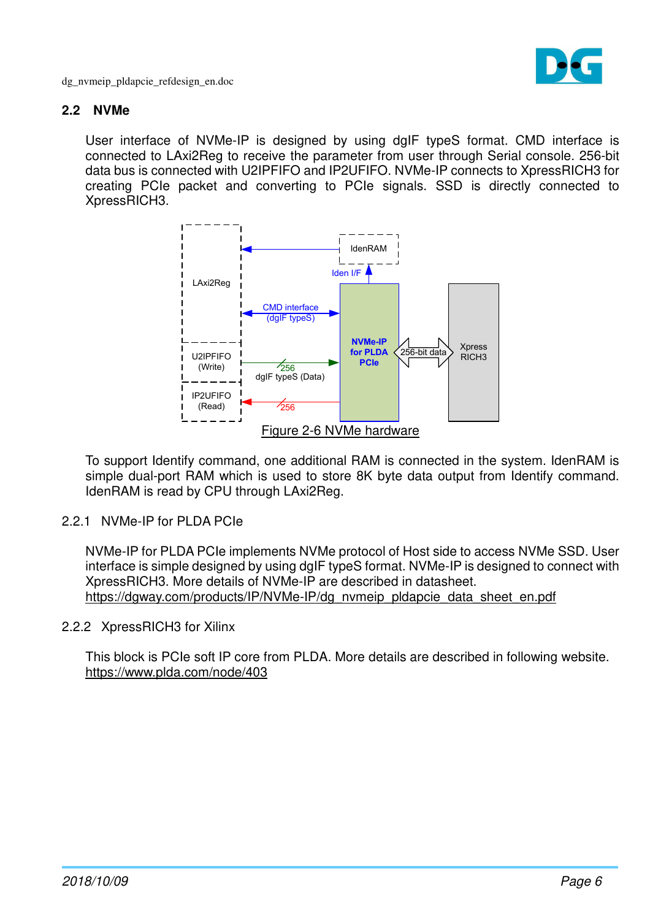## 2.2 NVMe

User interface of NVMe-IP is designed by using dgIF typeS format. CMD interface is connected to LAxi2Reg to receive the parameter from user through Serial console. 256-bit data bus is connected with U2IPFIFO and IP2UFIFO. NVMe-IP connects to XpressRICH3 for creating PCIe packet and converting to PCIe signals. SSD is directly connected to XpressRICH3.

Figure 2-6 NVMe hardware

To support Identify command, one additional RAM is connected in the system. IdenRAM is simple dual-port RAM which is used to store 8K byte data output from Identify command. IdenRAM is read by CPU through LAxi2Reg.

### 2.2.1 NVMe-IP for PLDA PCIe

NVMe-IP for PLDA PCIe implements NVMe protocol of Host side to access NVMe SSD. User interface is simple designed by using dgIF typeS format. NVMe-IP is designed to connect with XpressRICH3. More details of NVMe-IP are described in datasheet.
https://dgway.com/products/IP/NVMe-IP/dg_nvmeip_pldapcie_data_sheet_en.pdf

### 2.2.2 XpressRICH3 for Xilinx

This block is PCIe soft IP core from PLDA. More details are described in following website.
https://www.plda.com/node/403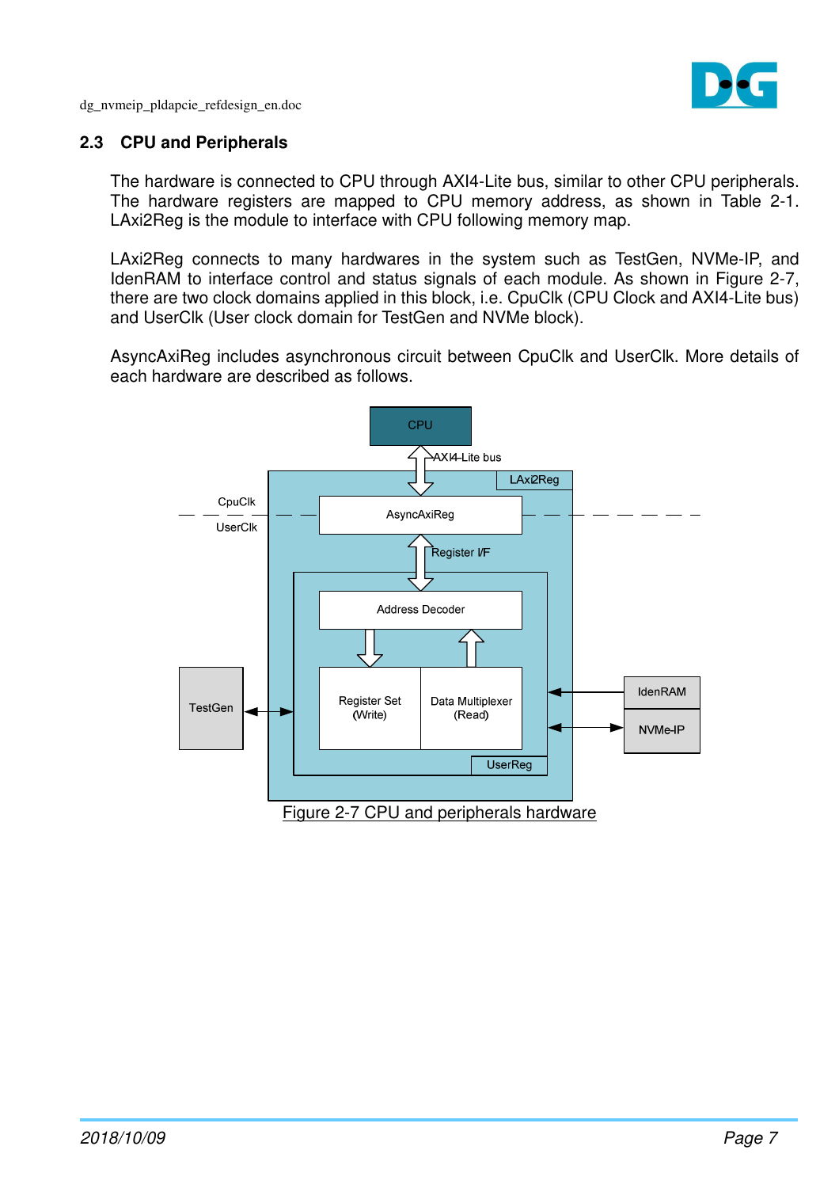## 2.3 CPU and Peripherals

The hardware is connected to CPU through AXI4-Lite bus, similar to other CPU peripherals. The hardware registers are mapped to CPU memory address, as shown in Table 2-1. LAxi2Reg is the module to interface with CPU following memory map.

LAxi2Reg connects to many hardwares in the system such as TestGen, NVMe-IP, and IdenRAM to interface control and status signals of each module. As shown in Figure 2-7, there are two clock domains applied in this block, i.e. CpuClk (CPU Clock and AXI4-Lite bus) and UserClk (User clock domain for TestGen and NVMe block).

AsyncAxiReg includes asynchronous circuit between CpuClk and UserClk. More details of each hardware are described as follows.

Figure 2-7 CPU and peripherals hardware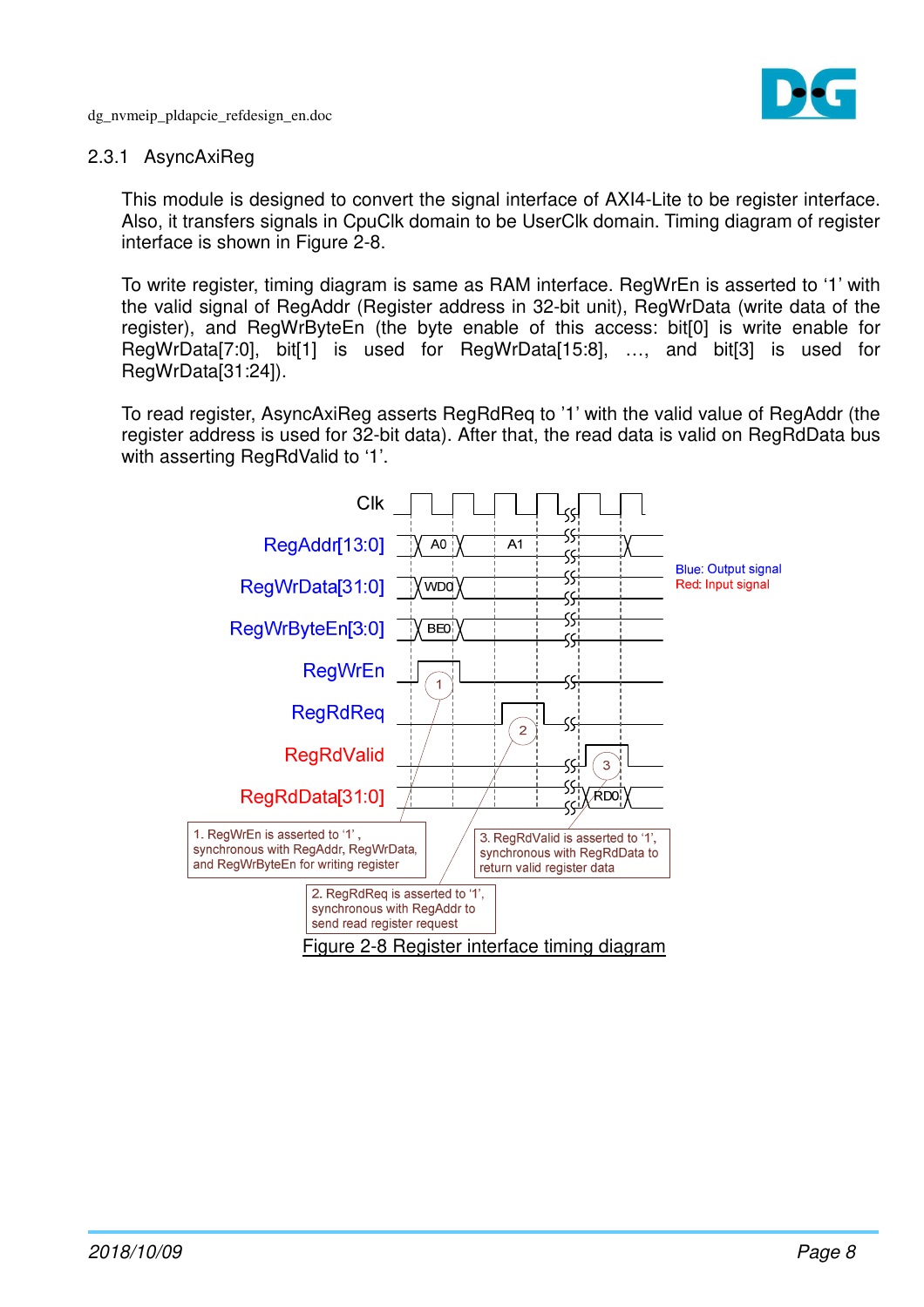### 2.3.1 AsyncAxiReg

This module is designed to convert the signal interface of AXI4-Lite to be register interface. Also, it transfers signals in CpuClk domain to be UserClk domain. Timing diagram of register interface is shown in Figure 2-8.

To write register, timing diagram is same as RAM interface. RegWrEn is asserted to '1' with the valid signal of RegAddr (Register address in 32-bit unit), RegWrData (write data of the register), and RegWrByteEn (the byte enable of this access: bit[0] is write enable for RegWrData[7:0], bit[1] is used for RegWrData[15:8], …, and bit[3] is used for RegWrData[31:24]).

To read register, AsyncAxiReg asserts RegRdReq to '1' with the valid value of RegAddr (the register address is used for 32-bit data). After that, the read data is valid on RegRdData bus with asserting RegRdValid to '1'.

Clk

RegAddr[13:0] — A0, A1

RegWrData[31:0] — WD0

RegWrByteEn[3:0] — BE0

RegWrEn

RegRdReq

RegRdValid

RegRdData[31:0] — RD0

Blue: Output signal
Red: Input signal

1. RegWrEn is asserted to '1', synchronous with RegAddr, RegWrData, and RegWrByteEn for writing register

2. RegRdReq is asserted to '1', synchronous with RegAddr to send read register request

3. RegRdValid is asserted to '1', synchronous with RegRdData to return valid register data

Figure 2-8 Register interface timing diagram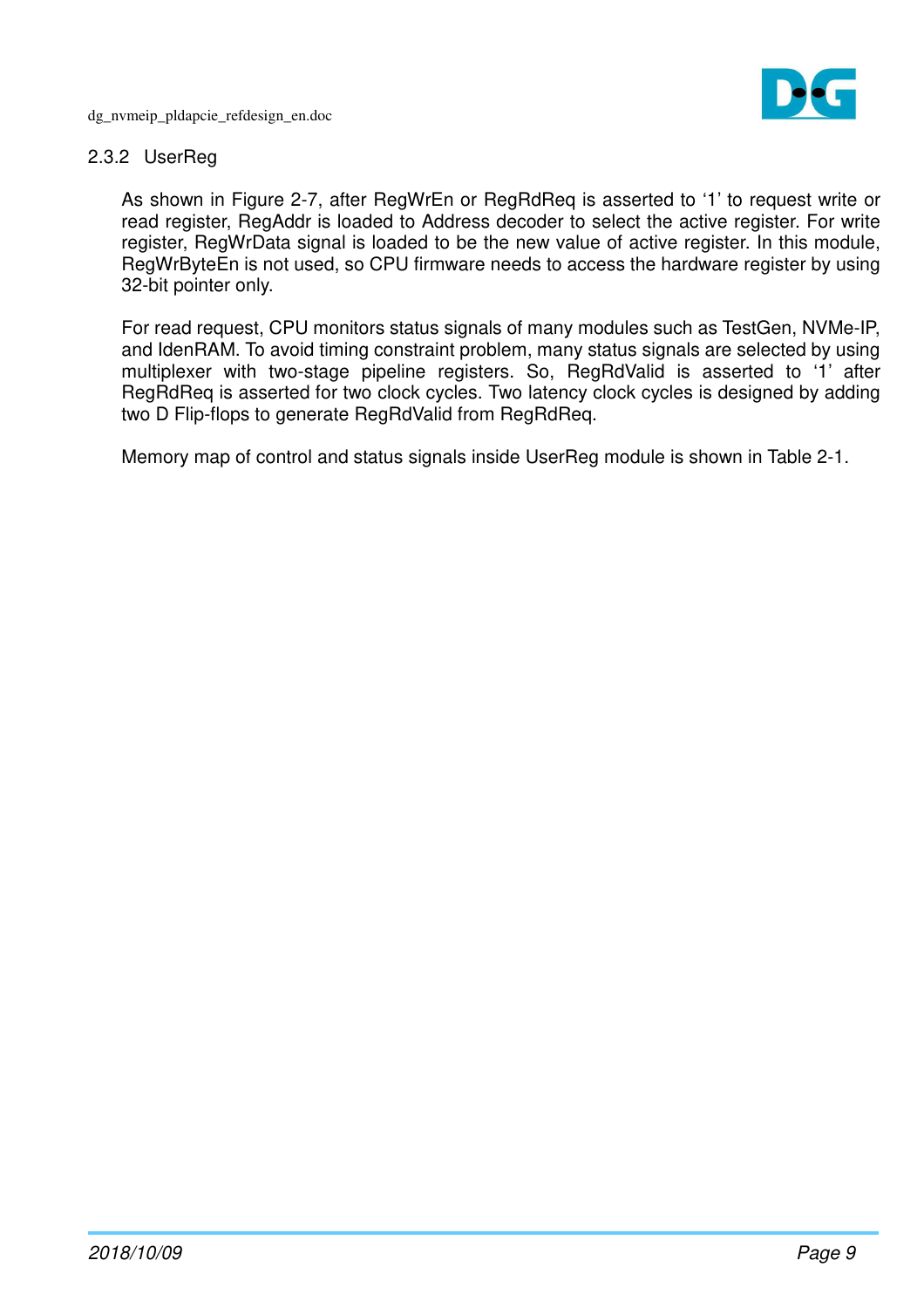### 2.3.2 UserReg

As shown in Figure 2-7, after RegWrEn or RegRdReq is asserted to '1' to request write or read register, RegAddr is loaded to Address decoder to select the active register. For write register, RegWrData signal is loaded to be the new value of active register. In this module, RegWrByteEn is not used, so CPU firmware needs to access the hardware register by using 32-bit pointer only.

For read request, CPU monitors status signals of many modules such as TestGen, NVMe-IP, and IdenRAM. To avoid timing constraint problem, many status signals are selected by using multiplexer with two-stage pipeline registers. So, RegRdValid is asserted to '1' after RegRdReq is asserted for two clock cycles. Two latency clock cycles is designed by adding two D Flip-flops to generate RegRdValid from RegRdReq.

Memory map of control and status signals inside UserReg module is shown in Table 2-1.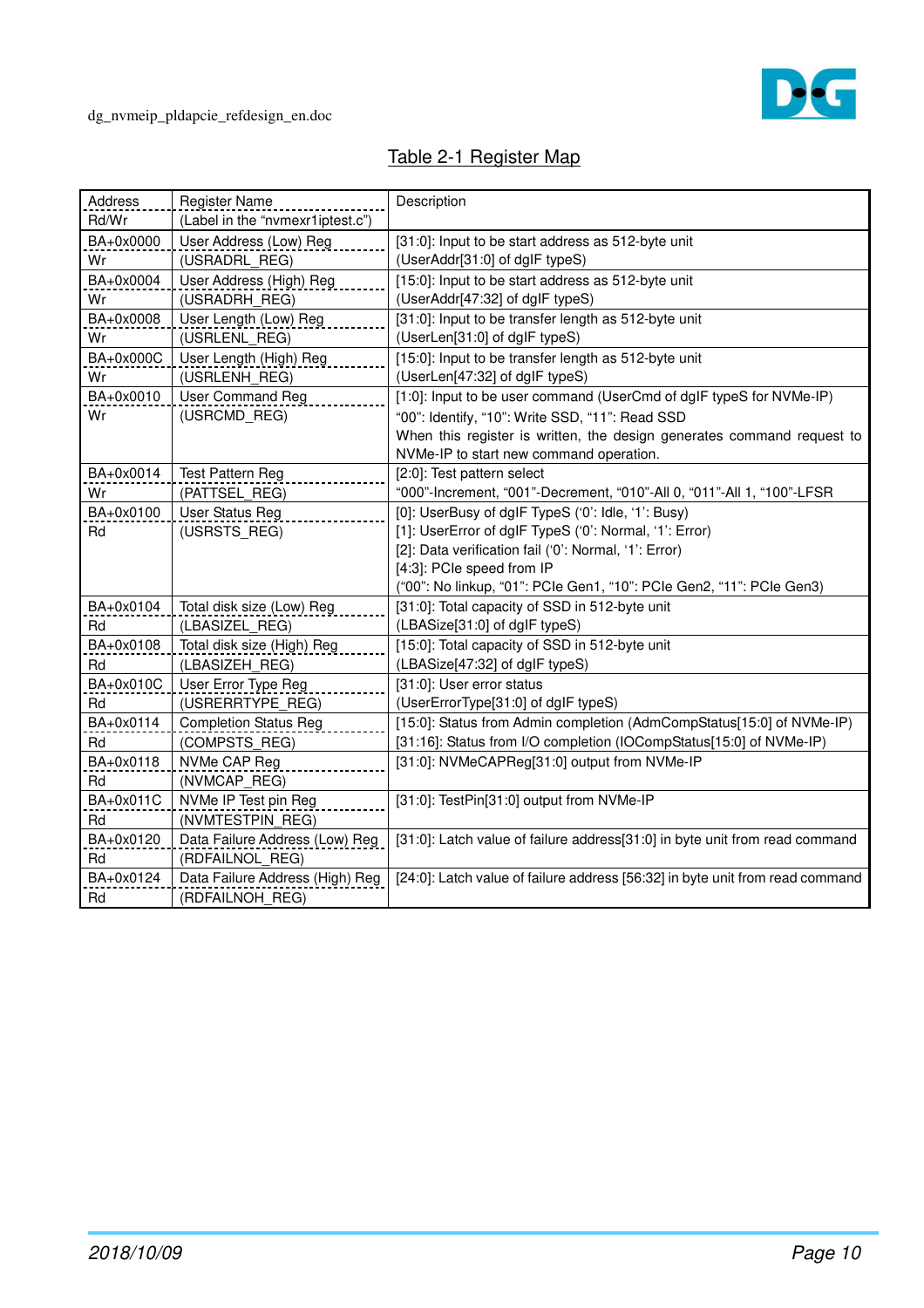Table 2-1 Register Map

| Address<br>Rd/Wr | Register Name<br>(Label in the "nvmexr1iptest.c") | Description |
|---|---|---|
| BA+0x0000<br>Wr | User Address (Low) Reg<br>(USRADRL_REG) | [31:0]: Input to be start address as 512-byte unit<br>(UserAddr[31:0] of dgIF typeS) |
| BA+0x0004<br>Wr | User Address (High) Reg<br>(USRADRH_REG) | [15:0]: Input to be start address as 512-byte unit<br>(UserAddr[47:32] of dgIF typeS) |
| BA+0x0008<br>Wr | User Length (Low) Reg<br>(USRLENL_REG) | [31:0]: Input to be transfer length as 512-byte unit<br>(UserLen[31:0] of dgIF typeS) |
| BA+0x000C<br>Wr | User Length (High) Reg<br>(USRLENH_REG) | [15:0]: Input to be transfer length as 512-byte unit<br>(UserLen[47:32] of dgIF typeS) |
| BA+0x0010<br>Wr | User Command Reg<br>(USRCMD_REG) | [1:0]: Input to be user command (UserCmd of dgIF typeS for NVMe-IP)<br>"00": Identify, "10": Write SSD, "11": Read SSD<br>When this register is written, the design generates command request to NVMe-IP to start new command operation. |
| BA+0x0014<br>Wr | Test Pattern Reg<br>(PATTSEL_REG) | [2:0]: Test pattern select<br>"000"-Increment, "001"-Decrement, "010"-All 0, "011"-All 1, "100"-LFSR |
| BA+0x0100<br>Rd | User Status Reg<br>(USRSTS_REG) | [0]: UserBusy of dgIF TypeS ('0': Idle, '1': Busy)<br>[1]: UserError of dgIF TypeS ('0': Normal, '1': Error)<br>[2]: Data verification fail ('0': Normal, '1': Error)<br>[4:3]: PCIe speed from IP<br>("00": No linkup, "01": PCIe Gen1, "10": PCIe Gen2, "11": PCIe Gen3) |
| BA+0x0104<br>Rd | Total disk size (Low) Reg<br>(LBASIZEL_REG) | [31:0]: Total capacity of SSD in 512-byte unit<br>(LBASize[31:0] of dgIF typeS) |
| BA+0x0108<br>Rd | Total disk size (High) Reg<br>(LBASIZEH_REG) | [15:0]: Total capacity of SSD in 512-byte unit<br>(LBASize[47:32] of dgIF typeS) |
| BA+0x010C<br>Rd | User Error Type Reg<br>(USRERRTYPE_REG) | [31:0]: User error status<br>(UserErrorType[31:0] of dgIF typeS) |
| BA+0x0114<br>Rd | Completion Status Reg<br>(COMPSTS_REG) | [15:0]: Status from Admin completion (AdmCompStatus[15:0] of NVMe-IP)<br>[31:16]: Status from I/O completion (IOCompStatus[15:0] of NVMe-IP) |
| BA+0x0118<br>Rd | NVMe CAP Reg<br>(NVMCAP_REG) | [31:0]: NVMeCAPReg[31:0] output from NVMe-IP |
| BA+0x011C<br>Rd | NVMe IP Test pin Reg<br>(NVMTESTPIN_REG) | [31:0]: TestPin[31:0] output from NVMe-IP |
| BA+0x0120<br>Rd | Data Failure Address (Low) Reg<br>(RDFAILNOL_REG) | [31:0]: Latch value of failure address[31:0] in byte unit from read command |
| BA+0x0124<br>Rd | Data Failure Address (High) Reg<br>(RDFAILNOH_REG) | [24:0]: Latch value of failure address [56:32] in byte unit from read command |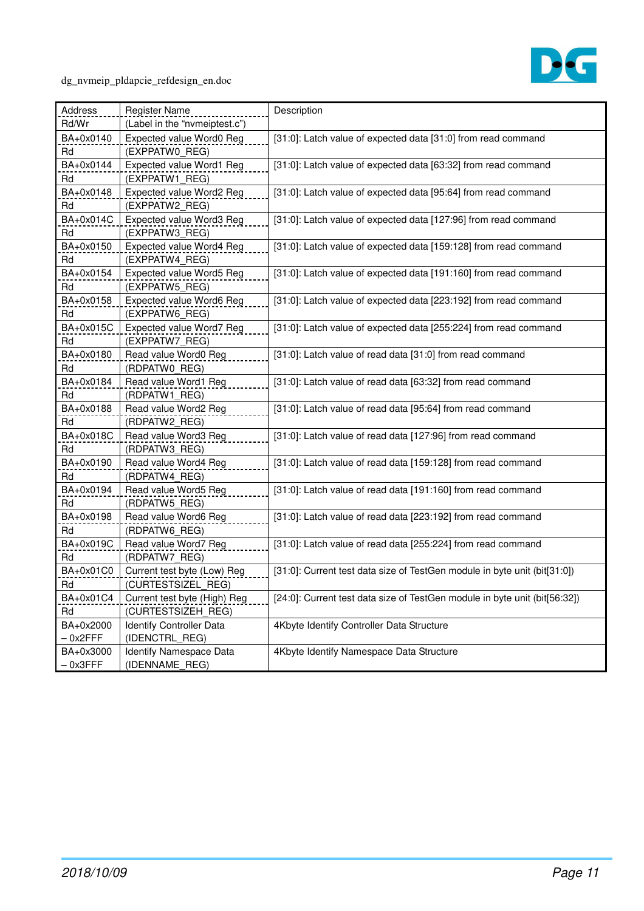| Address<br>Rd/Wr | Register Name<br>(Label in the "nvmeiptest.c") | Description |
|---|---|---|
| BA+0x0140<br>Rd | Expected value Word0 Reg<br>(EXPPATW0_REG) | [31:0]: Latch value of expected data [31:0] from read command |
| BA+0x0144<br>Rd | Expected value Word1 Reg<br>(EXPPATW1_REG) | [31:0]: Latch value of expected data [63:32] from read command |
| BA+0x0148<br>Rd | Expected value Word2 Reg<br>(EXPPATW2_REG) | [31:0]: Latch value of expected data [95:64] from read command |
| BA+0x014C<br>Rd | Expected value Word3 Reg<br>(EXPPATW3_REG) | [31:0]: Latch value of expected data [127:96] from read command |
| BA+0x0150<br>Rd | Expected value Word4 Reg<br>(EXPPATW4_REG) | [31:0]: Latch value of expected data [159:128] from read command |
| BA+0x0154<br>Rd | Expected value Word5 Reg<br>(EXPPATW5_REG) | [31:0]: Latch value of expected data [191:160] from read command |
| BA+0x0158<br>Rd | Expected value Word6 Reg<br>(EXPPATW6_REG) | [31:0]: Latch value of expected data [223:192] from read command |
| BA+0x015C<br>Rd | Expected value Word7 Reg<br>(EXPPATW7_REG) | [31:0]: Latch value of expected data [255:224] from read command |
| BA+0x0180<br>Rd | Read value Word0 Reg<br>(RDPATW0_REG) | [31:0]: Latch value of read data [31:0] from read command |
| BA+0x0184<br>Rd | Read value Word1 Reg<br>(RDPATW1_REG) | [31:0]: Latch value of read data [63:32] from read command |
| BA+0x0188<br>Rd | Read value Word2 Reg<br>(RDPATW2_REG) | [31:0]: Latch value of read data [95:64] from read command |
| BA+0x018C<br>Rd | Read value Word3 Reg<br>(RDPATW3_REG) | [31:0]: Latch value of read data [127:96] from read command |
| BA+0x0190<br>Rd | Read value Word4 Reg<br>(RDPATW4_REG) | [31:0]: Latch value of read data [159:128] from read command |
| BA+0x0194<br>Rd | Read value Word5 Reg<br>(RDPATW5_REG) | [31:0]: Latch value of read data [191:160] from read command |
| BA+0x0198<br>Rd | Read value Word6 Reg<br>(RDPATW6_REG) | [31:0]: Latch value of read data [223:192] from read command |
| BA+0x019C<br>Rd | Read value Word7 Reg<br>(RDPATW7_REG) | [31:0]: Latch value of read data [255:224] from read command |
| BA+0x01C0<br>Rd | Current test byte (Low) Reg<br>(CURTESTSIZEL_REG) | [31:0]: Current test data size of TestGen module in byte unit (bit[31:0]) |
| BA+0x01C4<br>Rd | Current test byte (High) Reg<br>(CURTESTSIZEH_REG) | [24:0]: Current test data size of TestGen module in byte unit (bit[56:32]) |
| BA+0x2000<br>– 0x2FFF | Identify Controller Data<br>(IDENCTRL_REG) | 4Kbyte Identify Controller Data Structure |
| BA+0x3000<br>– 0x3FFF | Identify Namespace Data<br>(IDENNAME_REG) | 4Kbyte Identify Namespace Data Structure |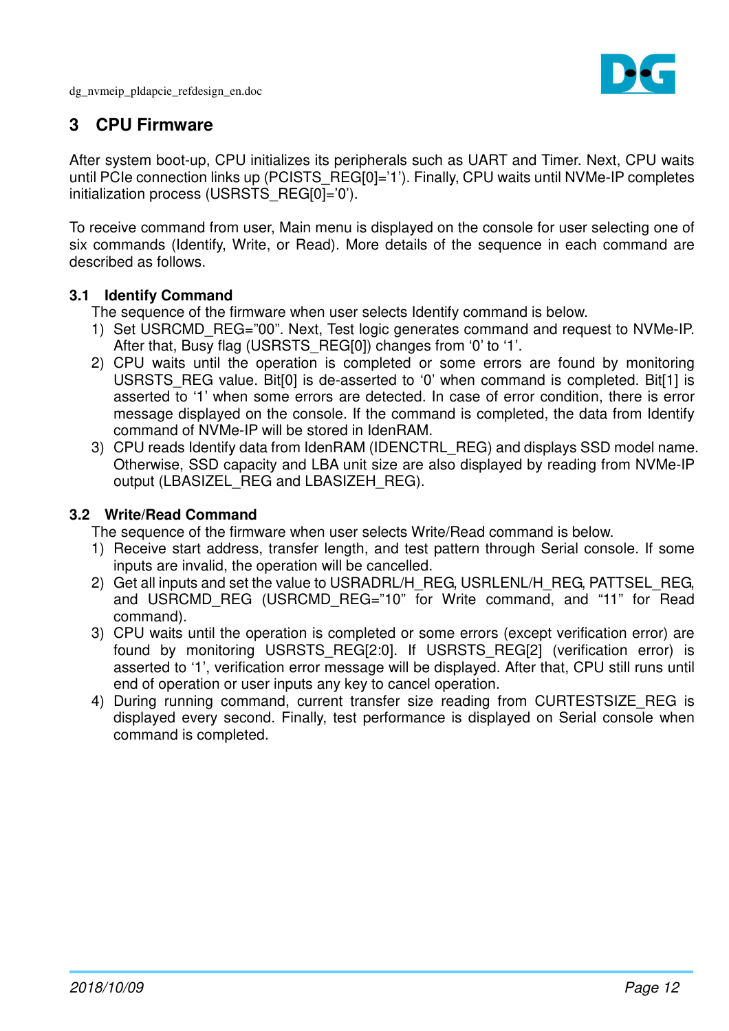# 3 CPU Firmware

After system boot-up, CPU initializes its peripherals such as UART and Timer. Next, CPU waits until PCIe connection links up (PCISTS_REG[0]='1'). Finally, CPU waits until NVMe-IP completes initialization process (USRSTS_REG[0]='0').

To receive command from user, Main menu is displayed on the console for user selecting one of six commands (Identify, Write, or Read). More details of the sequence in each command are described as follows.

## 3.1 Identify Command

The sequence of the firmware when user selects Identify command is below.

1) Set USRCMD_REG="00". Next, Test logic generates command and request to NVMe-IP. After that, Busy flag (USRSTS_REG[0]) changes from '0' to '1'.
2) CPU waits until the operation is completed or some errors are found by monitoring USRSTS_REG value. Bit[0] is de-asserted to '0' when command is completed. Bit[1] is asserted to '1' when some errors are detected. In case of error condition, there is error message displayed on the console. If the command is completed, the data from Identify command of NVMe-IP will be stored in IdenRAM.
3) CPU reads Identify data from IdenRAM (IDENCTRL_REG) and displays SSD model name. Otherwise, SSD capacity and LBA unit size are also displayed by reading from NVMe-IP output (LBASIZEL_REG and LBASIZEH_REG).

## 3.2 Write/Read Command

The sequence of the firmware when user selects Write/Read command is below.

1) Receive start address, transfer length, and test pattern through Serial console. If some inputs are invalid, the operation will be cancelled.
2) Get all inputs and set the value to USRADRL/H_REG, USRLENL/H_REG, PATTSEL_REG, and USRCMD_REG (USRCMD_REG="10" for Write command, and "11" for Read command).
3) CPU waits until the operation is completed or some errors (except verification error) are found by monitoring USRSTS_REG[2:0]. If USRSTS_REG[2] (verification error) is asserted to '1', verification error message will be displayed. After that, CPU still runs until end of operation or user inputs any key to cancel operation.
4) During running command, current transfer size reading from CURTESTSIZE_REG is displayed every second. Finally, test performance is displayed on Serial console when command is completed.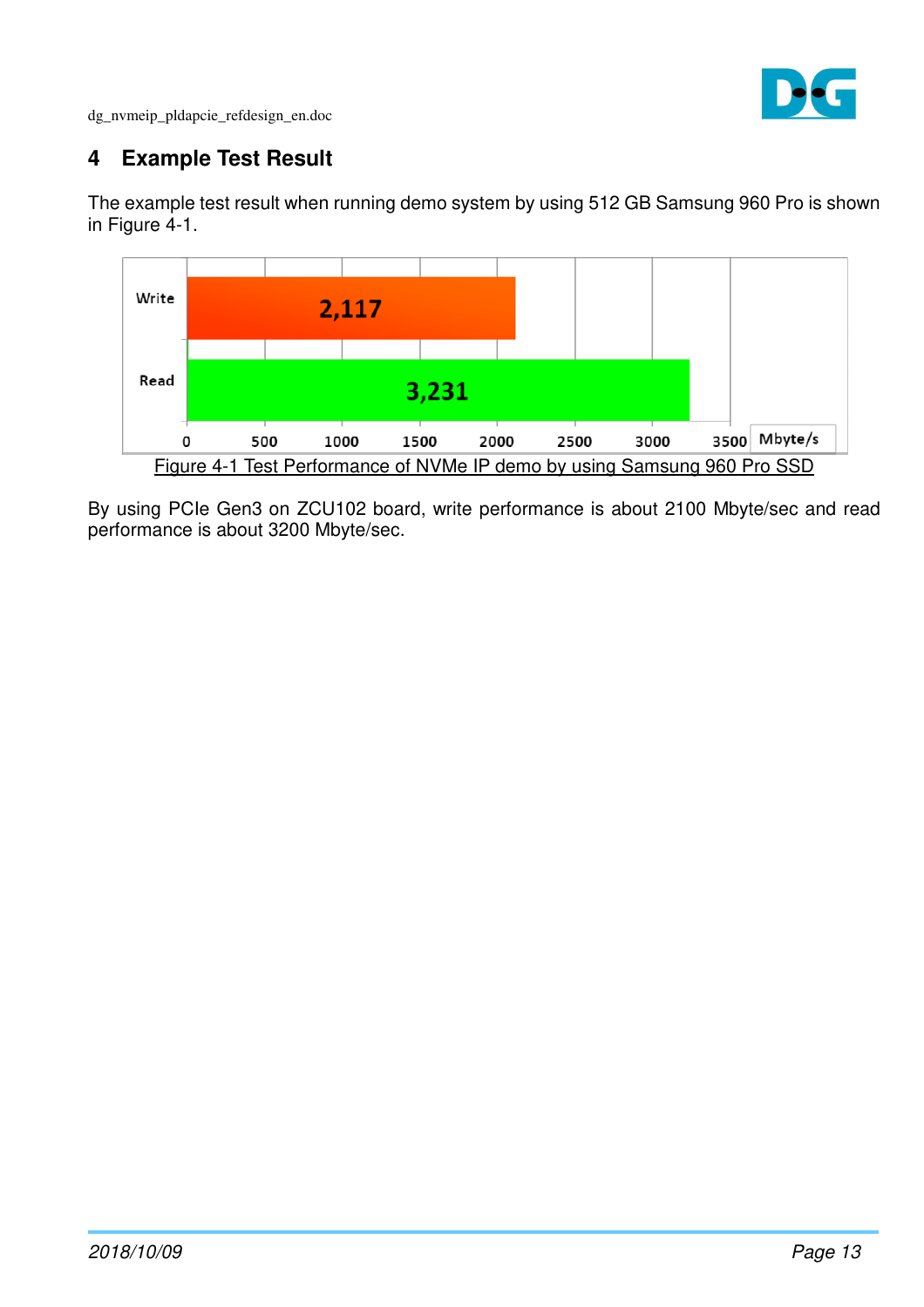# 4 Example Test Result

The example test result when running demo system by using 512 GB Samsung 960 Pro is shown in Figure 4-1.

Figure 4-1 Test Performance of NVMe IP demo by using Samsung 960 Pro SSD

By using PCIe Gen3 on ZCU102 board, write performance is about 2100 Mbyte/sec and read performance is about 3200 Mbyte/sec.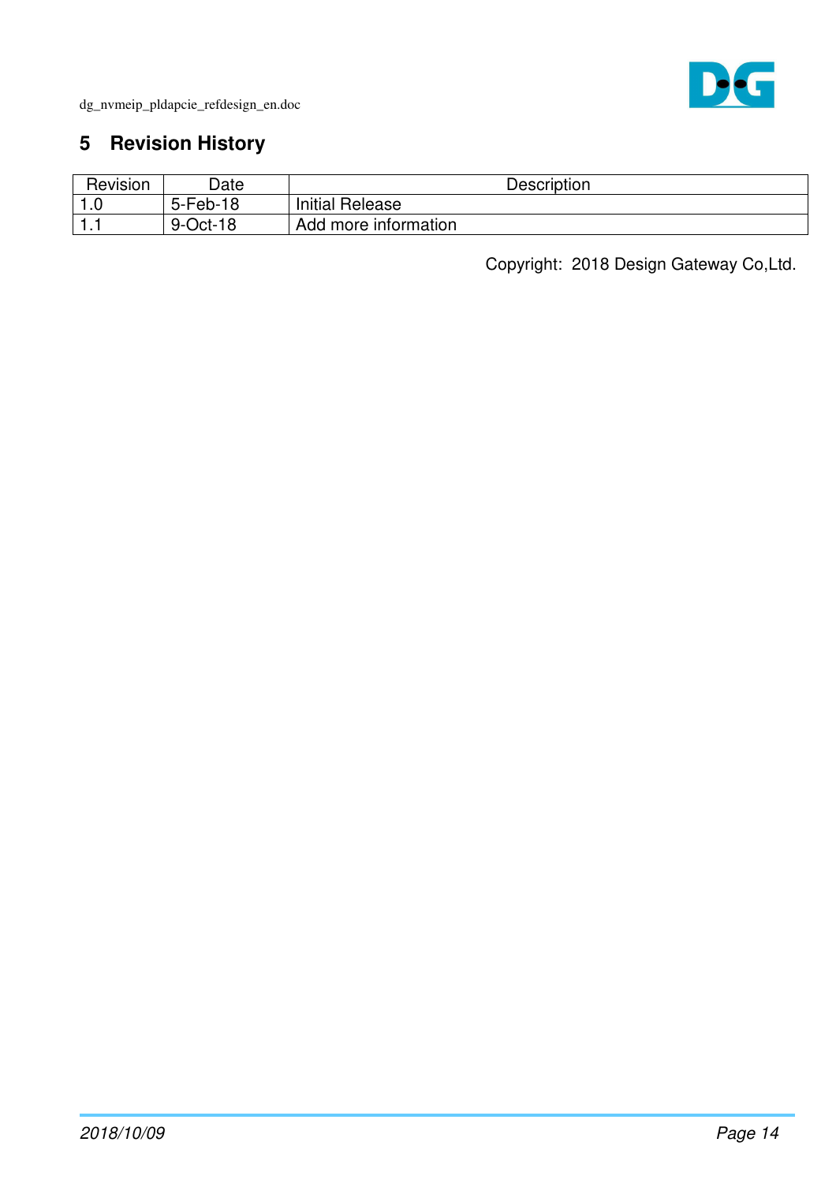## 5 Revision History

| Revision | Date | Description |
|---|---|---|
| 1.0 | 5-Feb-18 | Initial Release |
| 1.1 | 9-Oct-18 | Add more information |

Copyright: 2018 Design Gateway Co,Ltd.